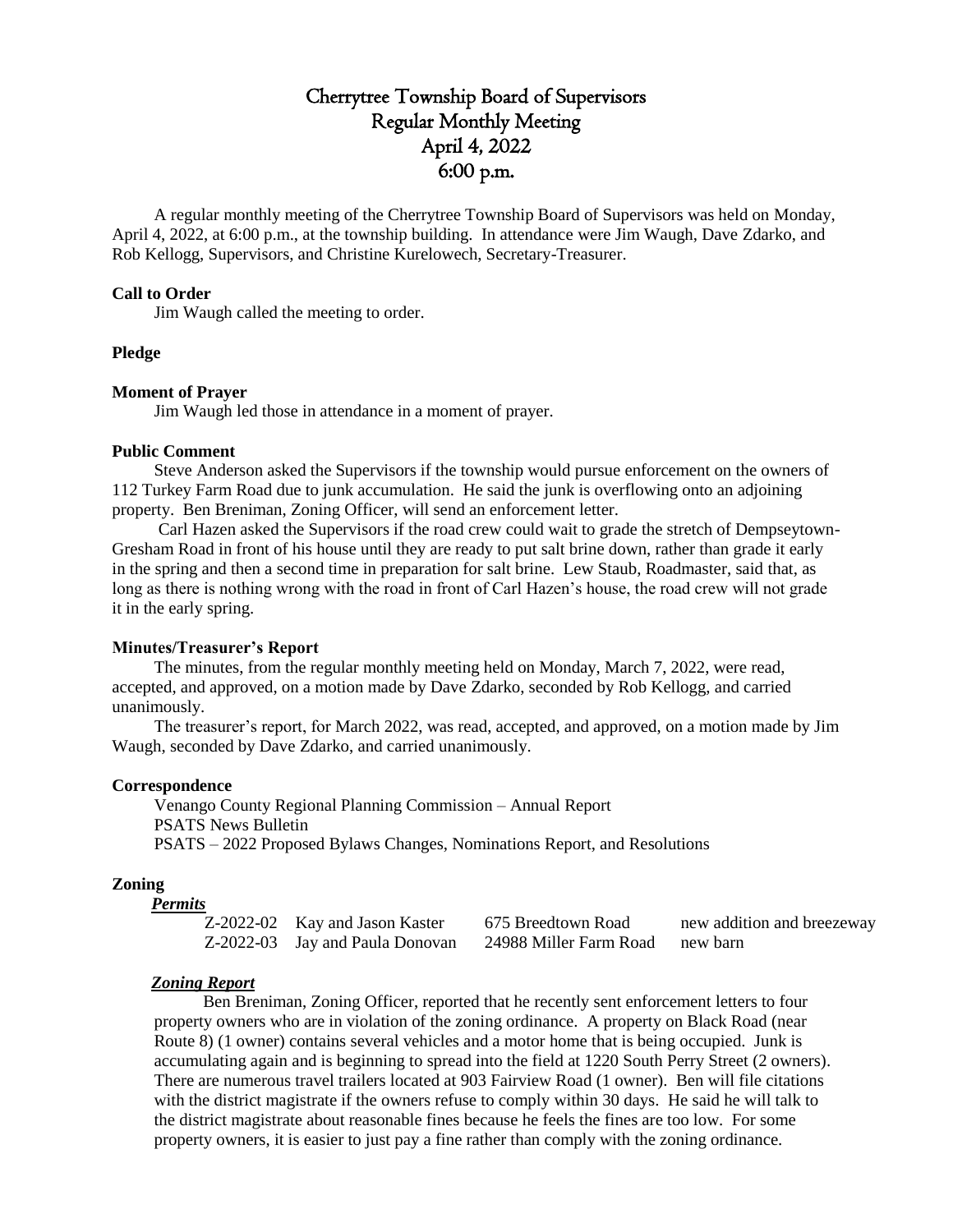# Cherrytree Township Board of Supervisors
# Regular Monthly Meeting
# April 4, 2022
# 6:00 p.m.

A regular monthly meeting of the Cherrytree Township Board of Supervisors was held on Monday, April 4, 2022, at 6:00 p.m., at the township building. In attendance were Jim Waugh, Dave Zdarko, and Rob Kellogg, Supervisors, and Christine Kurelowech, Secretary-Treasurer.

**Call to Order**

Jim Waugh called the meeting to order.

**Pledge**

**Moment of Prayer**

Jim Waugh led those in attendance in a moment of prayer.

**Public Comment**

Steve Anderson asked the Supervisors if the township would pursue enforcement on the owners of 112 Turkey Farm Road due to junk accumulation. He said the junk is overflowing onto an adjoining property. Ben Breniman, Zoning Officer, will send an enforcement letter.

Carl Hazen asked the Supervisors if the road crew could wait to grade the stretch of Dempseytown-Gresham Road in front of his house until they are ready to put salt brine down, rather than grade it early in the spring and then a second time in preparation for salt brine. Lew Staub, Roadmaster, said that, as long as there is nothing wrong with the road in front of Carl Hazen's house, the road crew will not grade it in the early spring.

**Minutes/Treasurer's Report**

The minutes, from the regular monthly meeting held on Monday, March 7, 2022, were read, accepted, and approved, on a motion made by Dave Zdarko, seconded by Rob Kellogg, and carried unanimously.

The treasurer's report, for March 2022, was read, accepted, and approved, on a motion made by Jim Waugh, seconded by Dave Zdarko, and carried unanimously.

**Correspondence**

Venango County Regional Planning Commission – Annual Report
PSATS News Bulletin
PSATS – 2022 Proposed Bylaws Changes, Nominations Report, and Resolutions

**Zoning**

***Permits***

| | | | |
|---|---|---|---|
| Z-2022-02 | Kay and Jason Kaster | 675 Breedtown Road | new addition and breezeway |
| Z-2022-03 | Jay and Paula Donovan | 24988 Miller Farm Road | new barn |

***Zoning Report***

Ben Breniman, Zoning Officer, reported that he recently sent enforcement letters to four property owners who are in violation of the zoning ordinance. A property on Black Road (near Route 8) (1 owner) contains several vehicles and a motor home that is being occupied. Junk is accumulating again and is beginning to spread into the field at 1220 South Perry Street (2 owners). There are numerous travel trailers located at 903 Fairview Road (1 owner). Ben will file citations with the district magistrate if the owners refuse to comply within 30 days. He said he will talk to the district magistrate about reasonable fines because he feels the fines are too low. For some property owners, it is easier to just pay a fine rather than comply with the zoning ordinance.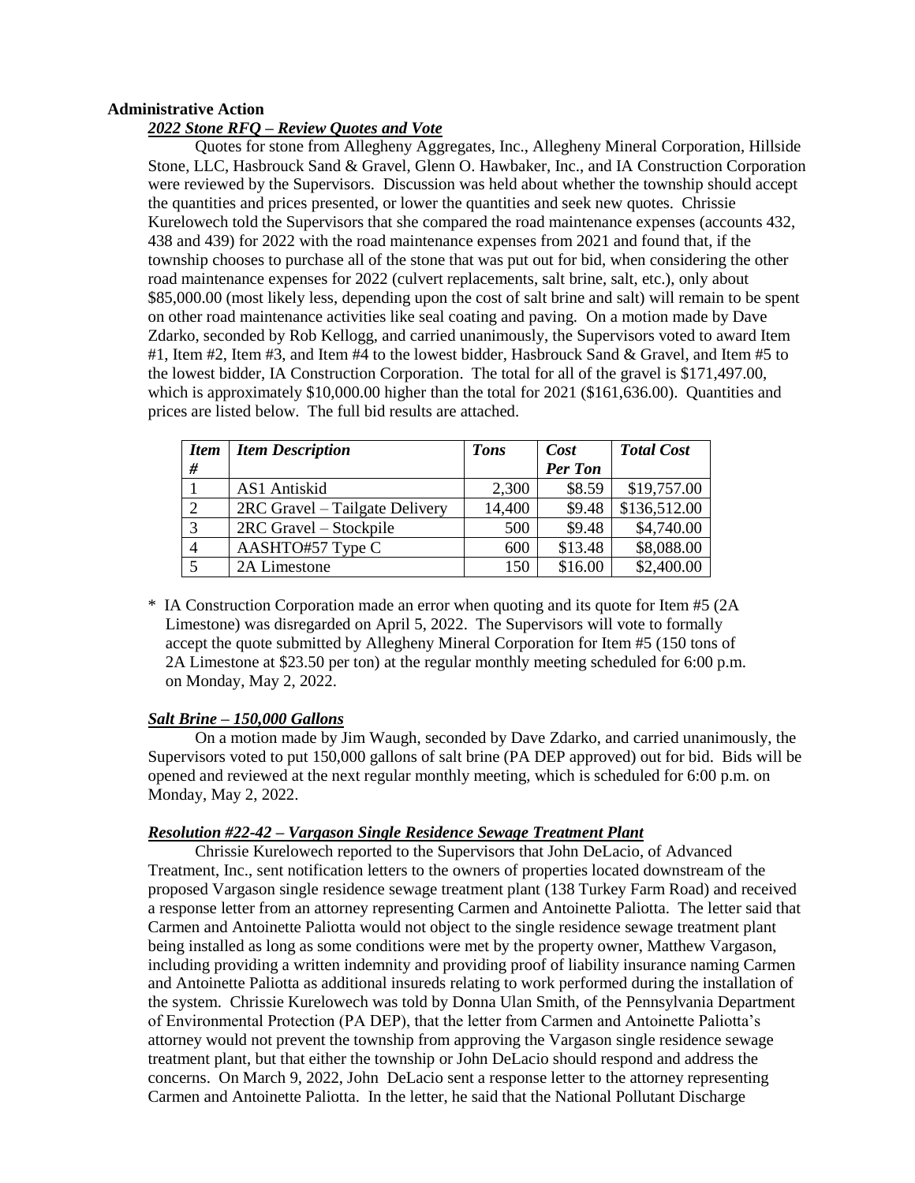**Administrative Action**

***2022 Stone RFQ – Review Quotes and Vote***

Quotes for stone from Allegheny Aggregates, Inc., Allegheny Mineral Corporation, Hillside Stone, LLC, Hasbrouck Sand & Gravel, Glenn O. Hawbaker, Inc., and IA Construction Corporation were reviewed by the Supervisors. Discussion was held about whether the township should accept the quantities and prices presented, or lower the quantities and seek new quotes. Chrissie Kurelowech told the Supervisors that she compared the road maintenance expenses (accounts 432, 438 and 439) for 2022 with the road maintenance expenses from 2021 and found that, if the township chooses to purchase all of the stone that was put out for bid, when considering the other road maintenance expenses for 2022 (culvert replacements, salt brine, salt, etc.), only about $85,000.00 (most likely less, depending upon the cost of salt brine and salt) will remain to be spent on other road maintenance activities like seal coating and paving. On a motion made by Dave Zdarko, seconded by Rob Kellogg, and carried unanimously, the Supervisors voted to award Item #1, Item #2, Item #3, and Item #4 to the lowest bidder, Hasbrouck Sand & Gravel, and Item #5 to the lowest bidder, IA Construction Corporation. The total for all of the gravel is $171,497.00, which is approximately $10,000.00 higher than the total for 2021 ($161,636.00). Quantities and prices are listed below. The full bid results are attached.

| ***Item #*** | ***Item Description*** | ***Tons*** | ***Cost Per Ton*** | ***Total Cost*** |
|---|---|---|---|---|
| 1 | AS1 Antiskid | 2,300 | $8.59 | $19,757.00 |
| 2 | 2RC Gravel – Tailgate Delivery | 14,400 | $9.48 | $136,512.00 |
| 3 | 2RC Gravel – Stockpile | 500 | $9.48 | $4,740.00 |
| 4 | AASHTO#57 Type C | 600 | $13.48 | $8,088.00 |
| 5 | 2A Limestone | 150 | $16.00 | $2,400.00 |

\* IA Construction Corporation made an error when quoting and its quote for Item #5 (2A Limestone) was disregarded on April 5, 2022. The Supervisors will vote to formally accept the quote submitted by Allegheny Mineral Corporation for Item #5 (150 tons of 2A Limestone at $23.50 per ton) at the regular monthly meeting scheduled for 6:00 p.m. on Monday, May 2, 2022.

***Salt Brine – 150,000 Gallons***

On a motion made by Jim Waugh, seconded by Dave Zdarko, and carried unanimously, the Supervisors voted to put 150,000 gallons of salt brine (PA DEP approved) out for bid. Bids will be opened and reviewed at the next regular monthly meeting, which is scheduled for 6:00 p.m. on Monday, May 2, 2022.

***Resolution #22-42 – Vargason Single Residence Sewage Treatment Plant***

Chrissie Kurelowech reported to the Supervisors that John DeLacio, of Advanced Treatment, Inc., sent notification letters to the owners of properties located downstream of the proposed Vargason single residence sewage treatment plant (138 Turkey Farm Road) and received a response letter from an attorney representing Carmen and Antoinette Paliotta. The letter said that Carmen and Antoinette Paliotta would not object to the single residence sewage treatment plant being installed as long as some conditions were met by the property owner, Matthew Vargason, including providing a written indemnity and providing proof of liability insurance naming Carmen and Antoinette Paliotta as additional insureds relating to work performed during the installation of the system. Chrissie Kurelowech was told by Donna Ulan Smith, of the Pennsylvania Department of Environmental Protection (PA DEP), that the letter from Carmen and Antoinette Paliotta's attorney would not prevent the township from approving the Vargason single residence sewage treatment plant, but that either the township or John DeLacio should respond and address the concerns. On March 9, 2022, John DeLacio sent a response letter to the attorney representing Carmen and Antoinette Paliotta. In the letter, he said that the National Pollutant Discharge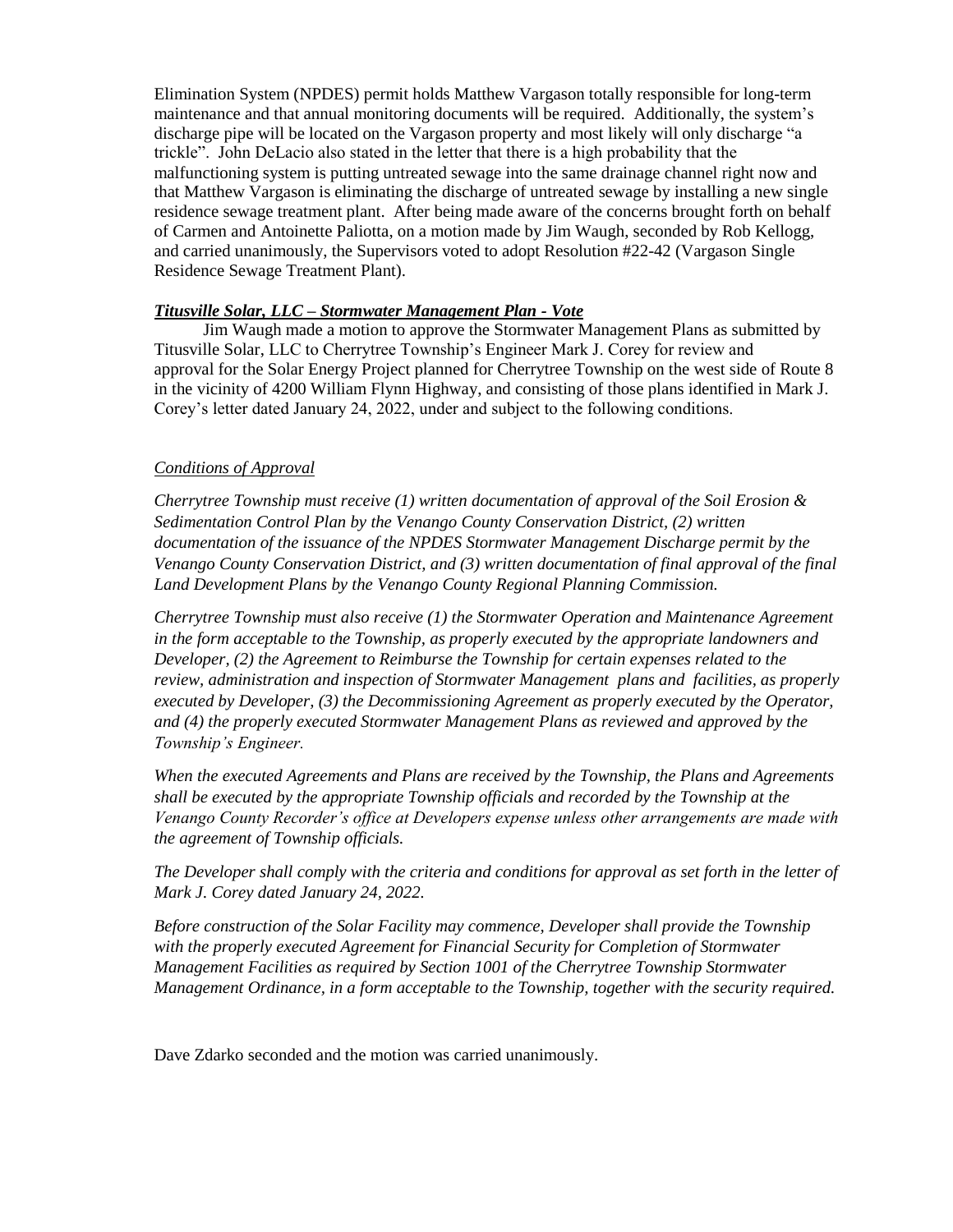Elimination System (NPDES) permit holds Matthew Vargason totally responsible for long-term maintenance and that annual monitoring documents will be required. Additionally, the system's discharge pipe will be located on the Vargason property and most likely will only discharge "a trickle". John DeLacio also stated in the letter that there is a high probability that the malfunctioning system is putting untreated sewage into the same drainage channel right now and that Matthew Vargason is eliminating the discharge of untreated sewage by installing a new single residence sewage treatment plant. After being made aware of the concerns brought forth on behalf of Carmen and Antoinette Paliotta, on a motion made by Jim Waugh, seconded by Rob Kellogg, and carried unanimously, the Supervisors voted to adopt Resolution #22-42 (Vargason Single Residence Sewage Treatment Plant).

***Titusville Solar, LLC – Stormwater Management Plan - Vote***

Jim Waugh made a motion to approve the Stormwater Management Plans as submitted by Titusville Solar, LLC to Cherrytree Township's Engineer Mark J. Corey for review and approval for the Solar Energy Project planned for Cherrytree Township on the west side of Route 8 in the vicinity of 4200 William Flynn Highway, and consisting of those plans identified in Mark J. Corey's letter dated January 24, 2022, under and subject to the following conditions.

*Conditions of Approval*

*Cherrytree Township must receive (1) written documentation of approval of the Soil Erosion & Sedimentation Control Plan by the Venango County Conservation District, (2) written documentation of the issuance of the NPDES Stormwater Management Discharge permit by the Venango County Conservation District, and (3) written documentation of final approval of the final Land Development Plans by the Venango County Regional Planning Commission.*

*Cherrytree Township must also receive (1) the Stormwater Operation and Maintenance Agreement in the form acceptable to the Township, as properly executed by the appropriate landowners and Developer, (2) the Agreement to Reimburse the Township for certain expenses related to the review, administration and inspection of Stormwater Management plans and facilities, as properly executed by Developer, (3) the Decommissioning Agreement as properly executed by the Operator, and (4) the properly executed Stormwater Management Plans as reviewed and approved by the Township's Engineer.*

*When the executed Agreements and Plans are received by the Township, the Plans and Agreements shall be executed by the appropriate Township officials and recorded by the Township at the Venango County Recorder's office at Developers expense unless other arrangements are made with the agreement of Township officials.*

*The Developer shall comply with the criteria and conditions for approval as set forth in the letter of Mark J. Corey dated January 24, 2022.*

*Before construction of the Solar Facility may commence, Developer shall provide the Township with the properly executed Agreement for Financial Security for Completion of Stormwater Management Facilities as required by Section 1001 of the Cherrytree Township Stormwater Management Ordinance, in a form acceptable to the Township, together with the security required.*

Dave Zdarko seconded and the motion was carried unanimously.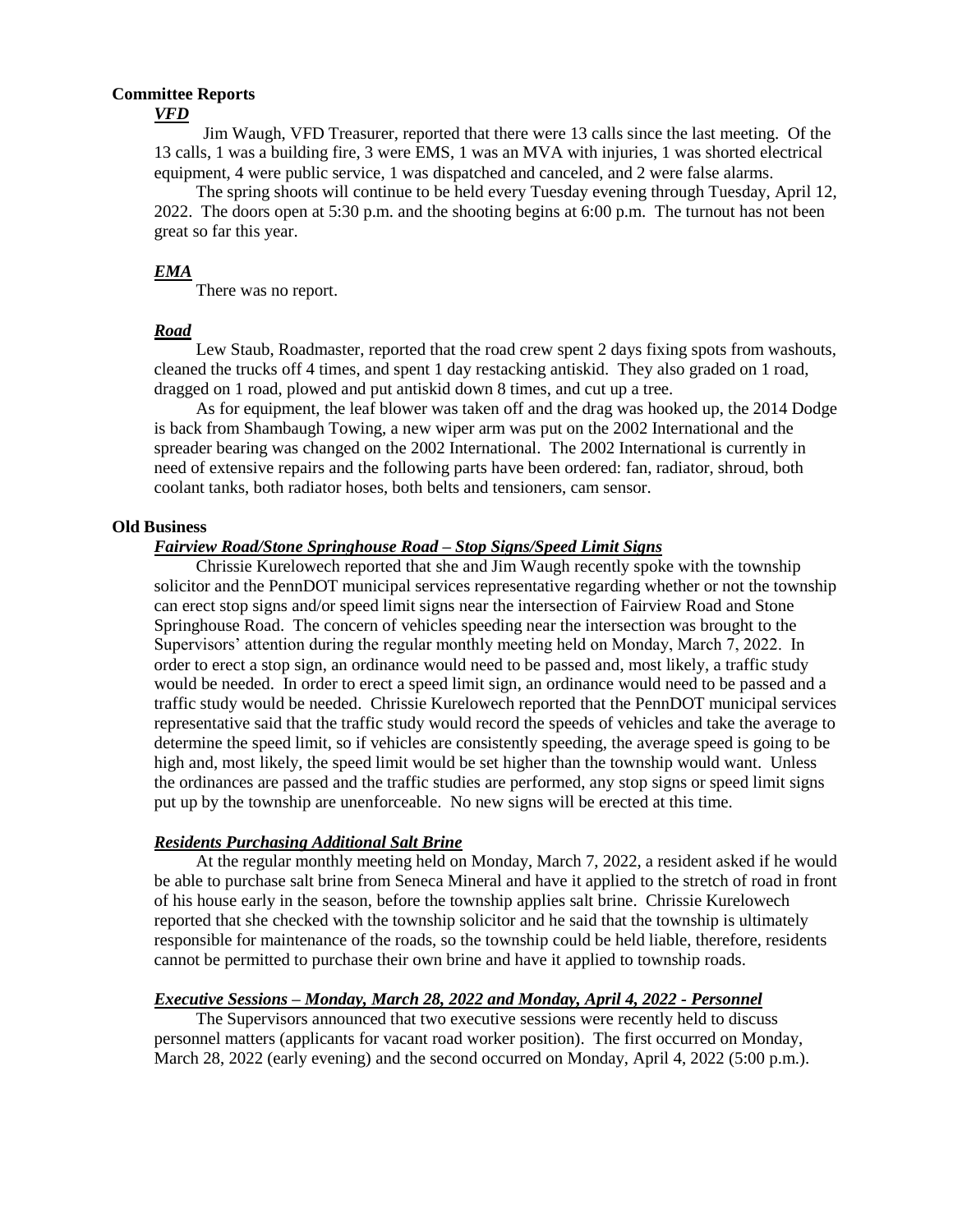## Committee Reports

### *VFD*

Jim Waugh, VFD Treasurer, reported that there were 13 calls since the last meeting. Of the 13 calls, 1 was a building fire, 3 were EMS, 1 was an MVA with injuries, 1 was shorted electrical equipment, 4 were public service, 1 was dispatched and canceled, and 2 were false alarms.

The spring shoots will continue to be held every Tuesday evening through Tuesday, April 12, 2022. The doors open at 5:30 p.m. and the shooting begins at 6:00 p.m. The turnout has not been great so far this year.

### *EMA*

There was no report.

### *Road*

Lew Staub, Roadmaster, reported that the road crew spent 2 days fixing spots from washouts, cleaned the trucks off 4 times, and spent 1 day restacking antiskid. They also graded on 1 road, dragged on 1 road, plowed and put antiskid down 8 times, and cut up a tree.

As for equipment, the leaf blower was taken off and the drag was hooked up, the 2014 Dodge is back from Shambaugh Towing, a new wiper arm was put on the 2002 International and the spreader bearing was changed on the 2002 International. The 2002 International is currently in need of extensive repairs and the following parts have been ordered: fan, radiator, shroud, both coolant tanks, both radiator hoses, both belts and tensioners, cam sensor.

## Old Business

### *Fairview Road/Stone Springhouse Road – Stop Signs/Speed Limit Signs*

Chrissie Kurelowech reported that she and Jim Waugh recently spoke with the township solicitor and the PennDOT municipal services representative regarding whether or not the township can erect stop signs and/or speed limit signs near the intersection of Fairview Road and Stone Springhouse Road. The concern of vehicles speeding near the intersection was brought to the Supervisors' attention during the regular monthly meeting held on Monday, March 7, 2022. In order to erect a stop sign, an ordinance would need to be passed and, most likely, a traffic study would be needed. In order to erect a speed limit sign, an ordinance would need to be passed and a traffic study would be needed. Chrissie Kurelowech reported that the PennDOT municipal services representative said that the traffic study would record the speeds of vehicles and take the average to determine the speed limit, so if vehicles are consistently speeding, the average speed is going to be high and, most likely, the speed limit would be set higher than the township would want. Unless the ordinances are passed and the traffic studies are performed, any stop signs or speed limit signs put up by the township are unenforceable. No new signs will be erected at this time.

### *Residents Purchasing Additional Salt Brine*

At the regular monthly meeting held on Monday, March 7, 2022, a resident asked if he would be able to purchase salt brine from Seneca Mineral and have it applied to the stretch of road in front of his house early in the season, before the township applies salt brine. Chrissie Kurelowech reported that she checked with the township solicitor and he said that the township is ultimately responsible for maintenance of the roads, so the township could be held liable, therefore, residents cannot be permitted to purchase their own brine and have it applied to township roads.

### *Executive Sessions – Monday, March 28, 2022 and Monday, April 4, 2022 - Personnel*

The Supervisors announced that two executive sessions were recently held to discuss personnel matters (applicants for vacant road worker position). The first occurred on Monday, March 28, 2022 (early evening) and the second occurred on Monday, April 4, 2022 (5:00 p.m.).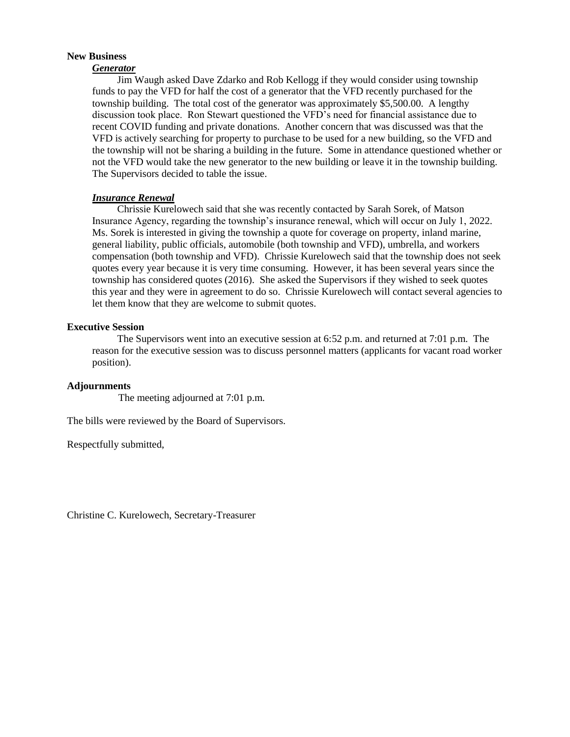**New Business**

***Generator***

Jim Waugh asked Dave Zdarko and Rob Kellogg if they would consider using township funds to pay the VFD for half the cost of a generator that the VFD recently purchased for the township building. The total cost of the generator was approximately $5,500.00. A lengthy discussion took place. Ron Stewart questioned the VFD's need for financial assistance due to recent COVID funding and private donations. Another concern that was discussed was that the VFD is actively searching for property to purchase to be used for a new building, so the VFD and the township will not be sharing a building in the future. Some in attendance questioned whether or not the VFD would take the new generator to the new building or leave it in the township building. The Supervisors decided to table the issue.

***Insurance Renewal***

Chrissie Kurelowech said that she was recently contacted by Sarah Sorek, of Matson Insurance Agency, regarding the township's insurance renewal, which will occur on July 1, 2022. Ms. Sorek is interested in giving the township a quote for coverage on property, inland marine, general liability, public officials, automobile (both township and VFD), umbrella, and workers compensation (both township and VFD). Chrissie Kurelowech said that the township does not seek quotes every year because it is very time consuming. However, it has been several years since the township has considered quotes (2016). She asked the Supervisors if they wished to seek quotes this year and they were in agreement to do so. Chrissie Kurelowech will contact several agencies to let them know that they are welcome to submit quotes.

**Executive Session**

The Supervisors went into an executive session at 6:52 p.m. and returned at 7:01 p.m. The reason for the executive session was to discuss personnel matters (applicants for vacant road worker position).

**Adjournments**

The meeting adjourned at 7:01 p.m.

The bills were reviewed by the Board of Supervisors.

Respectfully submitted,

Christine C. Kurelowech, Secretary-Treasurer